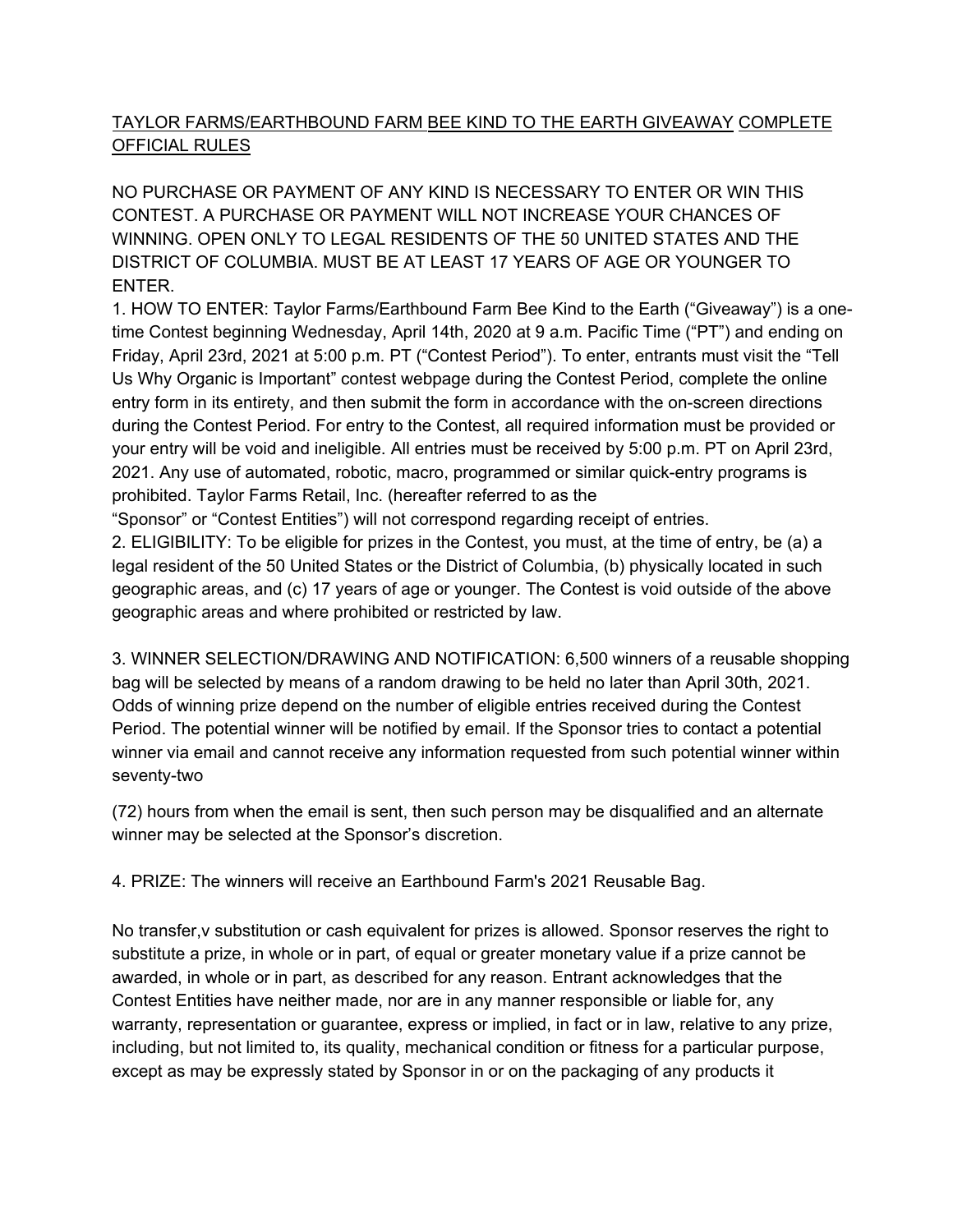TAYLOR FARMS/EARTHBOUND FARM BEE KIND TO THE EARTH GIVEAWAY COMPLETE OFFICIAL RULES

NO PURCHASE OR PAYMENT OF ANY KIND IS NECESSARY TO ENTER OR WIN THIS CONTEST. A PURCHASE OR PAYMENT WILL NOT INCREASE YOUR CHANCES OF WINNING. OPEN ONLY TO LEGAL RESIDENTS OF THE 50 UNITED STATES AND THE DISTRICT OF COLUMBIA. MUST BE AT LEAST 17 YEARS OF AGE OR YOUNGER TO ENTER.

1. HOW TO ENTER: Taylor Farms/Earthbound Farm Bee Kind to the Earth ("Giveaway") is a one-time Contest beginning Wednesday, April 14th, 2020 at 9 a.m. Pacific Time ("PT") and ending on Friday, April 23rd, 2021 at 5:00 p.m. PT ("Contest Period"). To enter, entrants must visit the "Tell Us Why Organic is Important" contest webpage during the Contest Period, complete the online entry form in its entirety, and then submit the form in accordance with the on-screen directions during the Contest Period. For entry to the Contest, all required information must be provided or your entry will be void and ineligible. All entries must be received by 5:00 p.m. PT on April 23rd, 2021. Any use of automated, robotic, macro, programmed or similar quick-entry programs is prohibited. Taylor Farms Retail, Inc. (hereafter referred to as the "Sponsor" or "Contest Entities") will not correspond regarding receipt of entries.

2. ELIGIBILITY: To be eligible for prizes in the Contest, you must, at the time of entry, be (a) a legal resident of the 50 United States or the District of Columbia, (b) physically located in such geographic areas, and (c) 17 years of age or younger. The Contest is void outside of the above geographic areas and where prohibited or restricted by law.

3. WINNER SELECTION/DRAWING AND NOTIFICATION: 6,500 winners of a reusable shopping bag will be selected by means of a random drawing to be held no later than April 30th, 2021. Odds of winning prize depend on the number of eligible entries received during the Contest Period. The potential winner will be notified by email. If the Sponsor tries to contact a potential winner via email and cannot receive any information requested from such potential winner within seventy-two

(72) hours from when the email is sent, then such person may be disqualified and an alternate winner may be selected at the Sponsor's discretion.

4. PRIZE: The winners will receive an Earthbound Farm's 2021 Reusable Bag.

No transfer,v substitution or cash equivalent for prizes is allowed. Sponsor reserves the right to substitute a prize, in whole or in part, of equal or greater monetary value if a prize cannot be awarded, in whole or in part, as described for any reason. Entrant acknowledges that the Contest Entities have neither made, nor are in any manner responsible or liable for, any warranty, representation or guarantee, express or implied, in fact or in law, relative to any prize, including, but not limited to, its quality, mechanical condition or fitness for a particular purpose, except as may be expressly stated by Sponsor in or on the packaging of any products it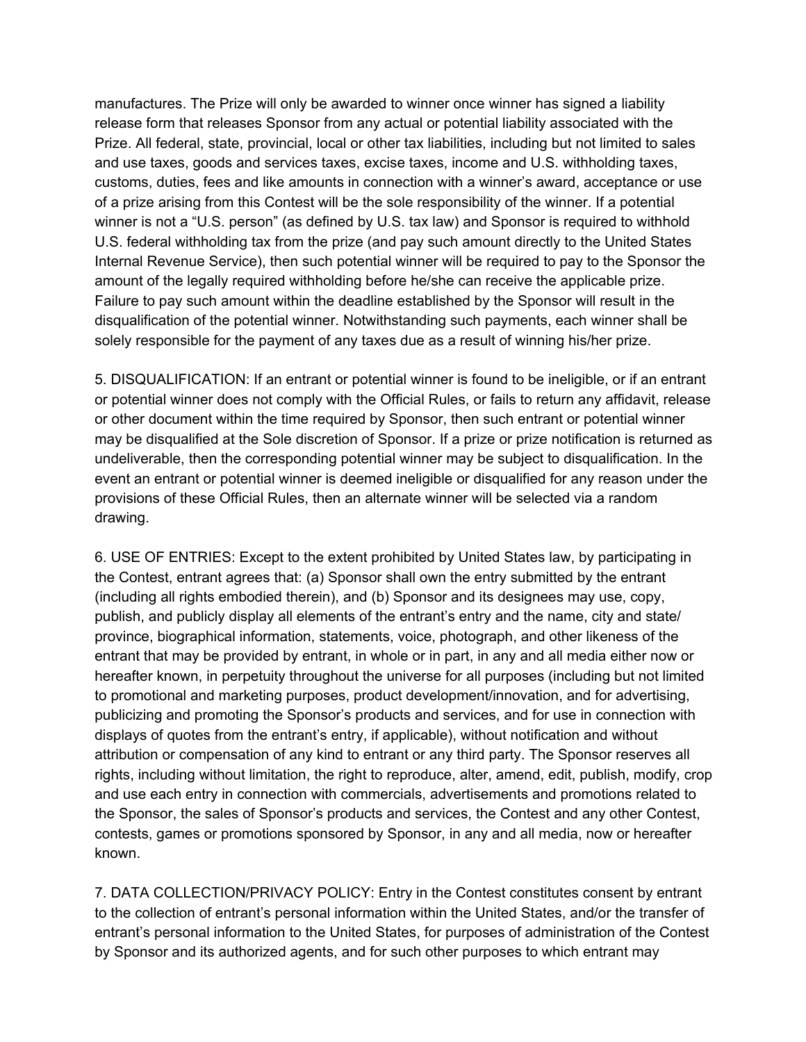manufactures. The Prize will only be awarded to winner once winner has signed a liability release form that releases Sponsor from any actual or potential liability associated with the Prize. All federal, state, provincial, local or other tax liabilities, including but not limited to sales and use taxes, goods and services taxes, excise taxes, income and U.S. withholding taxes, customs, duties, fees and like amounts in connection with a winner's award, acceptance or use of a prize arising from this Contest will be the sole responsibility of the winner. If a potential winner is not a "U.S. person" (as defined by U.S. tax law) and Sponsor is required to withhold U.S. federal withholding tax from the prize (and pay such amount directly to the United States Internal Revenue Service), then such potential winner will be required to pay to the Sponsor the amount of the legally required withholding before he/she can receive the applicable prize. Failure to pay such amount within the deadline established by the Sponsor will result in the disqualification of the potential winner. Notwithstanding such payments, each winner shall be solely responsible for the payment of any taxes due as a result of winning his/her prize.

5. DISQUALIFICATION: If an entrant or potential winner is found to be ineligible, or if an entrant or potential winner does not comply with the Official Rules, or fails to return any affidavit, release or other document within the time required by Sponsor, then such entrant or potential winner may be disqualified at the Sole discretion of Sponsor. If a prize or prize notification is returned as undeliverable, then the corresponding potential winner may be subject to disqualification. In the event an entrant or potential winner is deemed ineligible or disqualified for any reason under the provisions of these Official Rules, then an alternate winner will be selected via a random drawing.

6. USE OF ENTRIES: Except to the extent prohibited by United States law, by participating in the Contest, entrant agrees that: (a) Sponsor shall own the entry submitted by the entrant (including all rights embodied therein), and (b) Sponsor and its designees may use, copy, publish, and publicly display all elements of the entrant's entry and the name, city and state/ province, biographical information, statements, voice, photograph, and other likeness of the entrant that may be provided by entrant, in whole or in part, in any and all media either now or hereafter known, in perpetuity throughout the universe for all purposes (including but not limited to promotional and marketing purposes, product development/innovation, and for advertising, publicizing and promoting the Sponsor's products and services, and for use in connection with displays of quotes from the entrant's entry, if applicable), without notification and without attribution or compensation of any kind to entrant or any third party. The Sponsor reserves all rights, including without limitation, the right to reproduce, alter, amend, edit, publish, modify, crop and use each entry in connection with commercials, advertisements and promotions related to the Sponsor, the sales of Sponsor's products and services, the Contest and any other Contest, contests, games or promotions sponsored by Sponsor, in any and all media, now or hereafter known.

7. DATA COLLECTION/PRIVACY POLICY: Entry in the Contest constitutes consent by entrant to the collection of entrant's personal information within the United States, and/or the transfer of entrant's personal information to the United States, for purposes of administration of the Contest by Sponsor and its authorized agents, and for such other purposes to which entrant may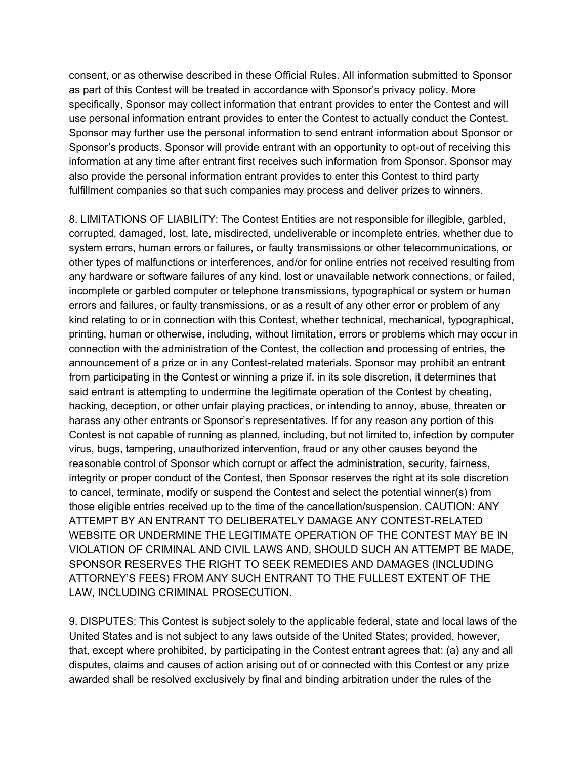consent, or as otherwise described in these Official Rules. All information submitted to Sponsor as part of this Contest will be treated in accordance with Sponsor's privacy policy. More specifically, Sponsor may collect information that entrant provides to enter the Contest and will use personal information entrant provides to enter the Contest to actually conduct the Contest. Sponsor may further use the personal information to send entrant information about Sponsor or Sponsor's products. Sponsor will provide entrant with an opportunity to opt-out of receiving this information at any time after entrant first receives such information from Sponsor. Sponsor may also provide the personal information entrant provides to enter this Contest to third party fulfillment companies so that such companies may process and deliver prizes to winners.

8. LIMITATIONS OF LIABILITY: The Contest Entities are not responsible for illegible, garbled, corrupted, damaged, lost, late, misdirected, undeliverable or incomplete entries, whether due to system errors, human errors or failures, or faulty transmissions or other telecommunications, or other types of malfunctions or interferences, and/or for online entries not received resulting from any hardware or software failures of any kind, lost or unavailable network connections, or failed, incomplete or garbled computer or telephone transmissions, typographical or system or human errors and failures, or faulty transmissions, or as a result of any other error or problem of any kind relating to or in connection with this Contest, whether technical, mechanical, typographical, printing, human or otherwise, including, without limitation, errors or problems which may occur in connection with the administration of the Contest, the collection and processing of entries, the announcement of a prize or in any Contest-related materials. Sponsor may prohibit an entrant from participating in the Contest or winning a prize if, in its sole discretion, it determines that said entrant is attempting to undermine the legitimate operation of the Contest by cheating, hacking, deception, or other unfair playing practices, or intending to annoy, abuse, threaten or harass any other entrants or Sponsor's representatives. If for any reason any portion of this Contest is not capable of running as planned, including, but not limited to, infection by computer virus, bugs, tampering, unauthorized intervention, fraud or any other causes beyond the reasonable control of Sponsor which corrupt or affect the administration, security, fairness, integrity or proper conduct of the Contest, then Sponsor reserves the right at its sole discretion to cancel, terminate, modify or suspend the Contest and select the potential winner(s) from those eligible entries received up to the time of the cancellation/suspension. CAUTION: ANY ATTEMPT BY AN ENTRANT TO DELIBERATELY DAMAGE ANY CONTEST-RELATED WEBSITE OR UNDERMINE THE LEGITIMATE OPERATION OF THE CONTEST MAY BE IN VIOLATION OF CRIMINAL AND CIVIL LAWS AND, SHOULD SUCH AN ATTEMPT BE MADE, SPONSOR RESERVES THE RIGHT TO SEEK REMEDIES AND DAMAGES (INCLUDING ATTORNEY'S FEES) FROM ANY SUCH ENTRANT TO THE FULLEST EXTENT OF THE LAW, INCLUDING CRIMINAL PROSECUTION.

9. DISPUTES: This Contest is subject solely to the applicable federal, state and local laws of the United States and is not subject to any laws outside of the United States; provided, however, that, except where prohibited, by participating in the Contest entrant agrees that: (a) any and all disputes, claims and causes of action arising out of or connected with this Contest or any prize awarded shall be resolved exclusively by final and binding arbitration under the rules of the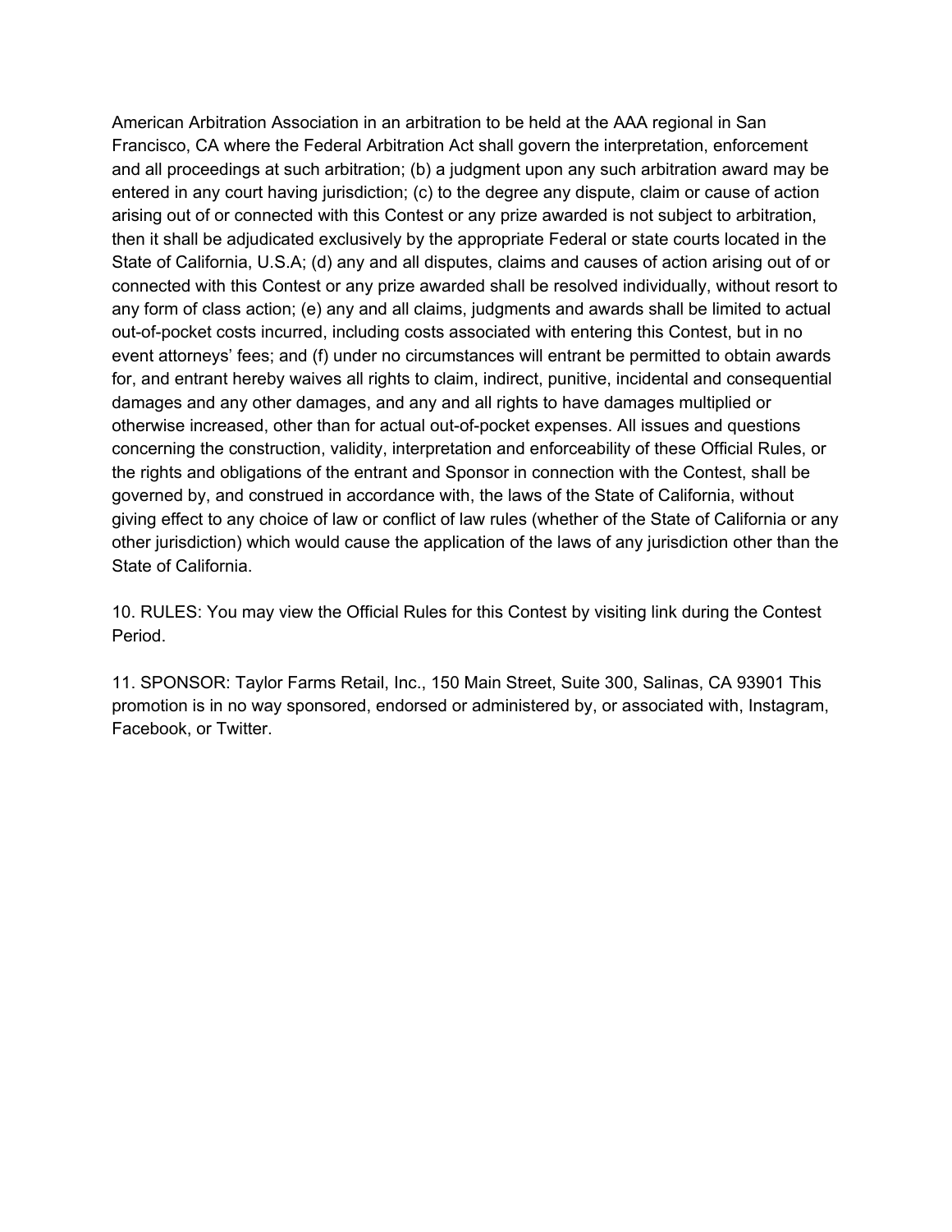American Arbitration Association in an arbitration to be held at the AAA regional in San Francisco, CA where the Federal Arbitration Act shall govern the interpretation, enforcement and all proceedings at such arbitration; (b) a judgment upon any such arbitration award may be entered in any court having jurisdiction; (c) to the degree any dispute, claim or cause of action arising out of or connected with this Contest or any prize awarded is not subject to arbitration, then it shall be adjudicated exclusively by the appropriate Federal or state courts located in the State of California, U.S.A; (d) any and all disputes, claims and causes of action arising out of or connected with this Contest or any prize awarded shall be resolved individually, without resort to any form of class action; (e) any and all claims, judgments and awards shall be limited to actual out-of-pocket costs incurred, including costs associated with entering this Contest, but in no event attorneys' fees; and (f) under no circumstances will entrant be permitted to obtain awards for, and entrant hereby waives all rights to claim, indirect, punitive, incidental and consequential damages and any other damages, and any and all rights to have damages multiplied or otherwise increased, other than for actual out-of-pocket expenses. All issues and questions concerning the construction, validity, interpretation and enforceability of these Official Rules, or the rights and obligations of the entrant and Sponsor in connection with the Contest, shall be governed by, and construed in accordance with, the laws of the State of California, without giving effect to any choice of law or conflict of law rules (whether of the State of California or any other jurisdiction) which would cause the application of the laws of any jurisdiction other than the State of California.

10. RULES: You may view the Official Rules for this Contest by visiting link during the Contest Period.

11. SPONSOR: Taylor Farms Retail, Inc., 150 Main Street, Suite 300, Salinas, CA 93901 This promotion is in no way sponsored, endorsed or administered by, or associated with, Instagram, Facebook, or Twitter.